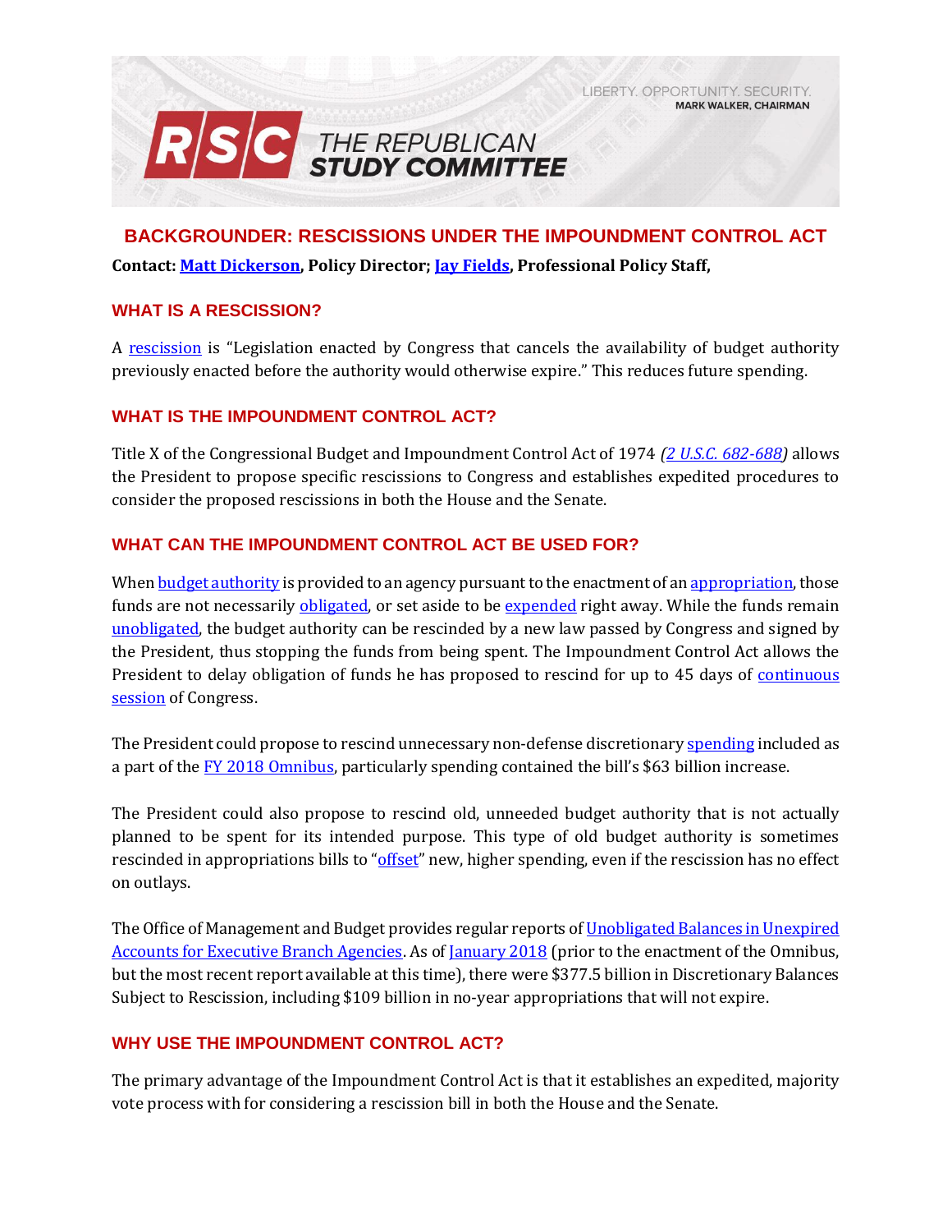LIBERTY. OPPORTUNITY. SECURITY.
MARK WALKER, CHAIRMAN

RSC THE REPUBLICAN STUDY COMMITTEE

# BACKGROUNDER: RESCISSIONS UNDER THE IMPOUNDMENT CONTROL ACT

**Contact: Matt Dickerson, Policy Director; Jay Fields, Professional Policy Staff,**

## WHAT IS A RESCISSION?

A rescission is "Legislation enacted by Congress that cancels the availability of budget authority previously enacted before the authority would otherwise expire." This reduces future spending.

## WHAT IS THE IMPOUNDMENT CONTROL ACT?

Title X of the Congressional Budget and Impoundment Control Act of 1974 *(2 U.S.C. 682-688)* allows the President to propose specific rescissions to Congress and establishes expedited procedures to consider the proposed rescissions in both the House and the Senate.

## WHAT CAN THE IMPOUNDMENT CONTROL ACT BE USED FOR?

When budget authority is provided to an agency pursuant to the enactment of an appropriation, those funds are not necessarily obligated, or set aside to be expended right away. While the funds remain unobligated, the budget authority can be rescinded by a new law passed by Congress and signed by the President, thus stopping the funds from being spent. The Impoundment Control Act allows the President to delay obligation of funds he has proposed to rescind for up to 45 days of continuous session of Congress.

The President could propose to rescind unnecessary non-defense discretionary spending included as a part of the FY 2018 Omnibus, particularly spending contained the bill's $63 billion increase.

The President could also propose to rescind old, unneeded budget authority that is not actually planned to be spent for its intended purpose. This type of old budget authority is sometimes rescinded in appropriations bills to "offset" new, higher spending, even if the rescission has no effect on outlays.

The Office of Management and Budget provides regular reports of Unobligated Balances in Unexpired Accounts for Executive Branch Agencies. As of January 2018 (prior to the enactment of the Omnibus, but the most recent report available at this time), there were $377.5 billion in Discretionary Balances Subject to Rescission, including $109 billion in no-year appropriations that will not expire.

## WHY USE THE IMPOUNDMENT CONTROL ACT?

The primary advantage of the Impoundment Control Act is that it establishes an expedited, majority vote process with for considering a rescission bill in both the House and the Senate.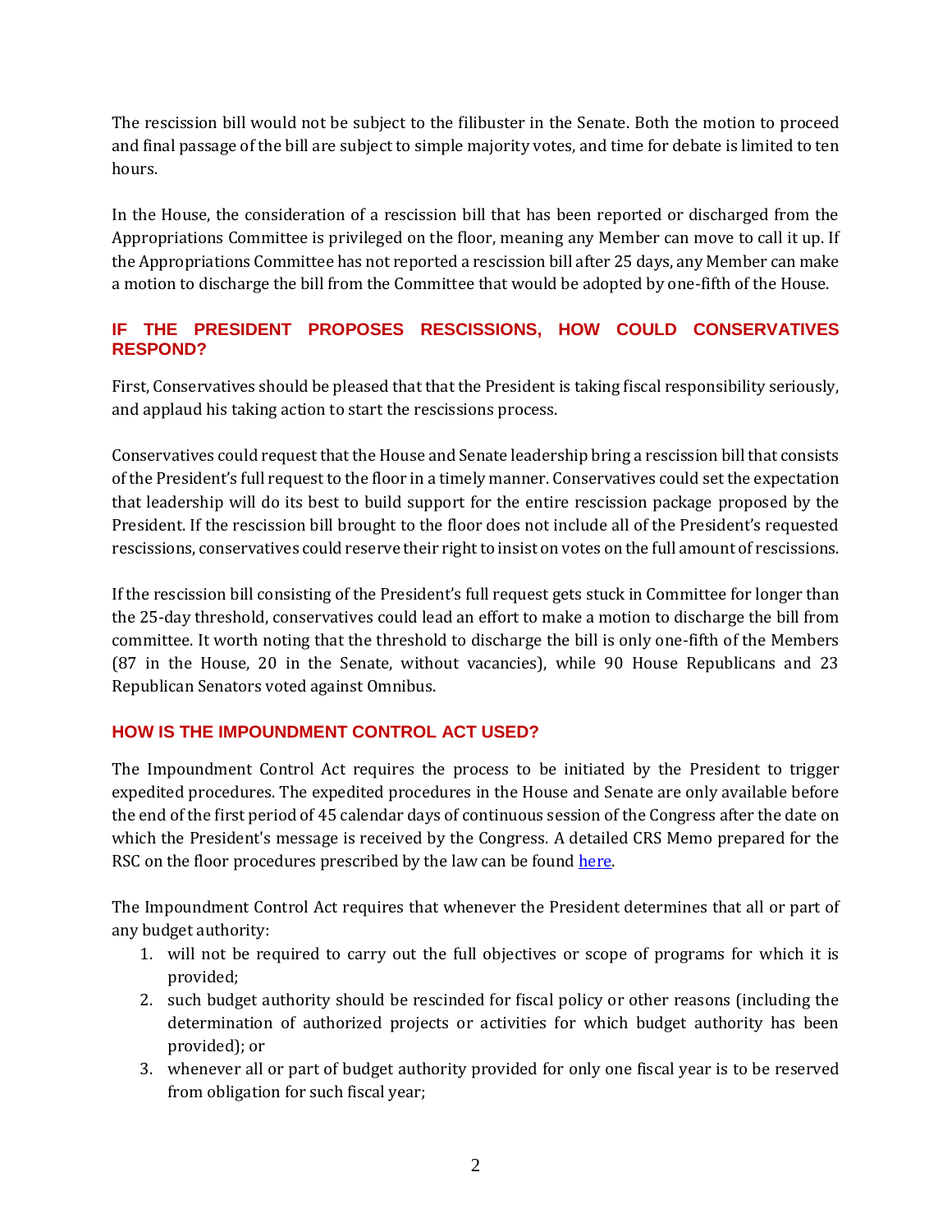The rescission bill would not be subject to the filibuster in the Senate. Both the motion to proceed and final passage of the bill are subject to simple majority votes, and time for debate is limited to ten hours.

In the House, the consideration of a rescission bill that has been reported or discharged from the Appropriations Committee is privileged on the floor, meaning any Member can move to call it up. If the Appropriations Committee has not reported a rescission bill after 25 days, any Member can make a motion to discharge the bill from the Committee that would be adopted by one-fifth of the House.

## IF THE PRESIDENT PROPOSES RESCISSIONS, HOW COULD CONSERVATIVES RESPOND?

First, Conservatives should be pleased that that the President is taking fiscal responsibility seriously, and applaud his taking action to start the rescissions process.

Conservatives could request that the House and Senate leadership bring a rescission bill that consists of the President's full request to the floor in a timely manner. Conservatives could set the expectation that leadership will do its best to build support for the entire rescission package proposed by the President. If the rescission bill brought to the floor does not include all of the President's requested rescissions, conservatives could reserve their right to insist on votes on the full amount of rescissions.

If the rescission bill consisting of the President's full request gets stuck in Committee for longer than the 25-day threshold, conservatives could lead an effort to make a motion to discharge the bill from committee. It worth noting that the threshold to discharge the bill is only one-fifth of the Members (87 in the House, 20 in the Senate, without vacancies), while 90 House Republicans and 23 Republican Senators voted against Omnibus.

## HOW IS THE IMPOUNDMENT CONTROL ACT USED?

The Impoundment Control Act requires the process to be initiated by the President to trigger expedited procedures. The expedited procedures in the House and Senate are only available before the end of the first period of 45 calendar days of continuous session of the Congress after the date on which the President's message is received by the Congress. A detailed CRS Memo prepared for the RSC on the floor procedures prescribed by the law can be found here.

The Impoundment Control Act requires that whenever the President determines that all or part of any budget authority:

1. will not be required to carry out the full objectives or scope of programs for which it is provided;
2. such budget authority should be rescinded for fiscal policy or other reasons (including the determination of authorized projects or activities for which budget authority has been provided); or
3. whenever all or part of budget authority provided for only one fiscal year is to be reserved from obligation for such fiscal year;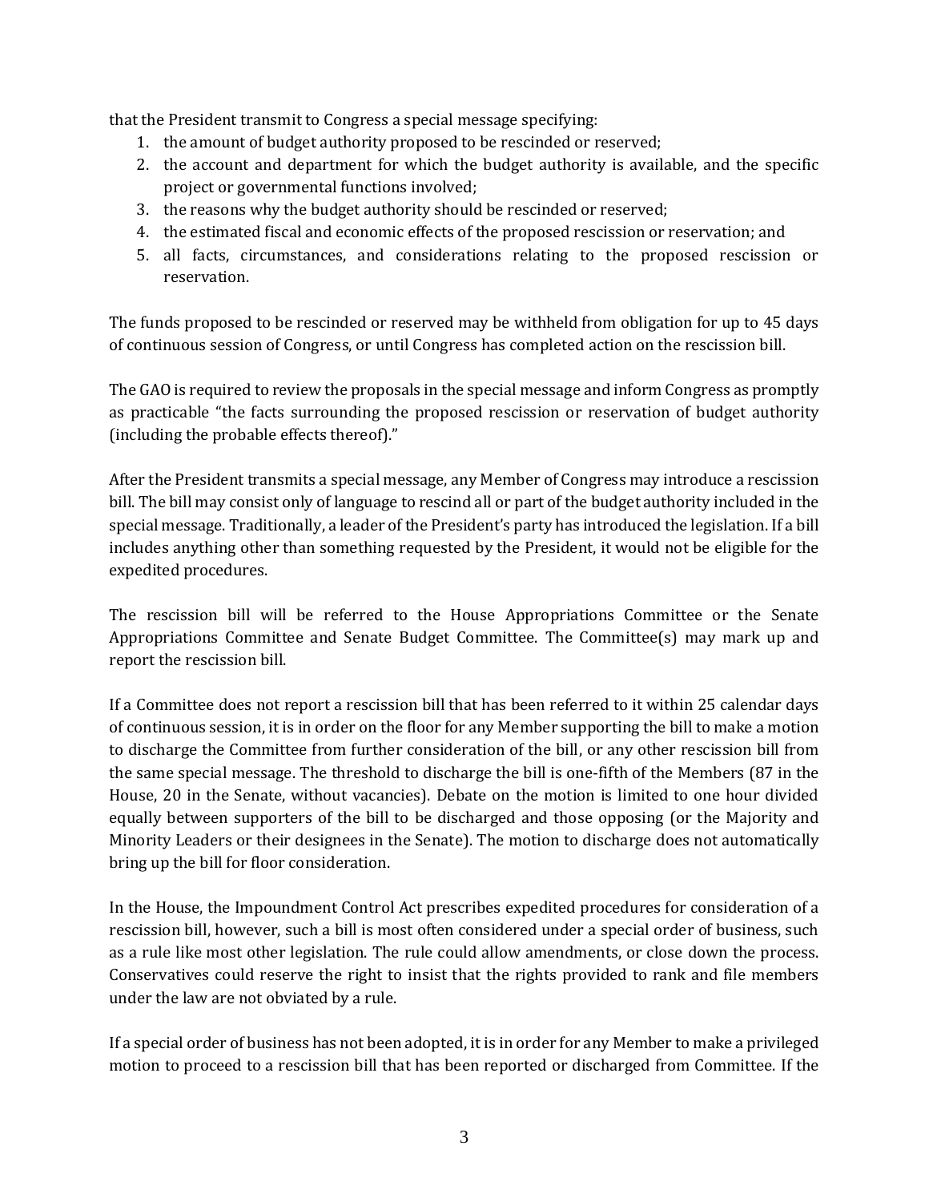that the President transmit to Congress a special message specifying:

1. the amount of budget authority proposed to be rescinded or reserved;
2. the account and department for which the budget authority is available, and the specific project or governmental functions involved;
3. the reasons why the budget authority should be rescinded or reserved;
4. the estimated fiscal and economic effects of the proposed rescission or reservation; and
5. all facts, circumstances, and considerations relating to the proposed rescission or reservation.

The funds proposed to be rescinded or reserved may be withheld from obligation for up to 45 days of continuous session of Congress, or until Congress has completed action on the rescission bill.

The GAO is required to review the proposals in the special message and inform Congress as promptly as practicable "the facts surrounding the proposed rescission or reservation of budget authority (including the probable effects thereof)."

After the President transmits a special message, any Member of Congress may introduce a rescission bill. The bill may consist only of language to rescind all or part of the budget authority included in the special message. Traditionally, a leader of the President's party has introduced the legislation. If a bill includes anything other than something requested by the President, it would not be eligible for the expedited procedures.

The rescission bill will be referred to the House Appropriations Committee or the Senate Appropriations Committee and Senate Budget Committee. The Committee(s) may mark up and report the rescission bill.

If a Committee does not report a rescission bill that has been referred to it within 25 calendar days of continuous session, it is in order on the floor for any Member supporting the bill to make a motion to discharge the Committee from further consideration of the bill, or any other rescission bill from the same special message. The threshold to discharge the bill is one-fifth of the Members (87 in the House, 20 in the Senate, without vacancies). Debate on the motion is limited to one hour divided equally between supporters of the bill to be discharged and those opposing (or the Majority and Minority Leaders or their designees in the Senate). The motion to discharge does not automatically bring up the bill for floor consideration.

In the House, the Impoundment Control Act prescribes expedited procedures for consideration of a rescission bill, however, such a bill is most often considered under a special order of business, such as a rule like most other legislation. The rule could allow amendments, or close down the process. Conservatives could reserve the right to insist that the rights provided to rank and file members under the law are not obviated by a rule.

If a special order of business has not been adopted, it is in order for any Member to make a privileged motion to proceed to a rescission bill that has been reported or discharged from Committee. If the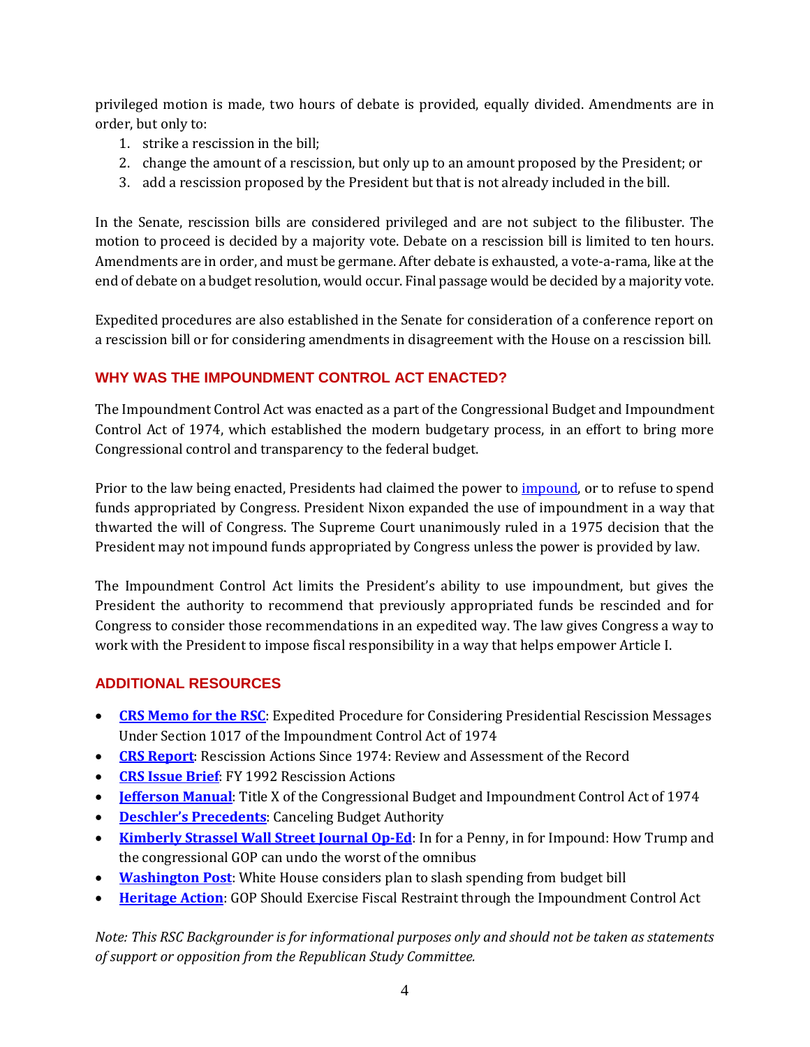privileged motion is made, two hours of debate is provided, equally divided. Amendments are in order, but only to:

1. strike a rescission in the bill;
2. change the amount of a rescission, but only up to an amount proposed by the President; or
3. add a rescission proposed by the President but that is not already included in the bill.

In the Senate, rescission bills are considered privileged and are not subject to the filibuster. The motion to proceed is decided by a majority vote. Debate on a rescission bill is limited to ten hours. Amendments are in order, and must be germane. After debate is exhausted, a vote-a-rama, like at the end of debate on a budget resolution, would occur. Final passage would be decided by a majority vote.

Expedited procedures are also established in the Senate for consideration of a conference report on a rescission bill or for considering amendments in disagreement with the House on a rescission bill.

## WHY WAS THE IMPOUNDMENT CONTROL ACT ENACTED?

The Impoundment Control Act was enacted as a part of the Congressional Budget and Impoundment Control Act of 1974, which established the modern budgetary process, in an effort to bring more Congressional control and transparency to the federal budget.

Prior to the law being enacted, Presidents had claimed the power to impound, or to refuse to spend funds appropriated by Congress. President Nixon expanded the use of impoundment in a way that thwarted the will of Congress. The Supreme Court unanimously ruled in a 1975 decision that the President may not impound funds appropriated by Congress unless the power is provided by law.

The Impoundment Control Act limits the President's ability to use impoundment, but gives the President the authority to recommend that previously appropriated funds be rescinded and for Congress to consider those recommendations in an expedited way. The law gives Congress a way to work with the President to impose fiscal responsibility in a way that helps empower Article I.

## ADDITIONAL RESOURCES

- **CRS Memo for the RSC**: Expedited Procedure for Considering Presidential Rescission Messages Under Section 1017 of the Impoundment Control Act of 1974
- **CRS Report**: Rescission Actions Since 1974: Review and Assessment of the Record
- **CRS Issue Brief**: FY 1992 Rescission Actions
- **Jefferson Manual**: Title X of the Congressional Budget and Impoundment Control Act of 1974
- **Deschler's Precedents**: Canceling Budget Authority
- **Kimberly Strassel Wall Street Journal Op-Ed**: In for a Penny, in for Impound: How Trump and the congressional GOP can undo the worst of the omnibus
- **Washington Post**: White House considers plan to slash spending from budget bill
- **Heritage Action**: GOP Should Exercise Fiscal Restraint through the Impoundment Control Act

*Note: This RSC Backgrounder is for informational purposes only and should not be taken as statements of support or opposition from the Republican Study Committee.*